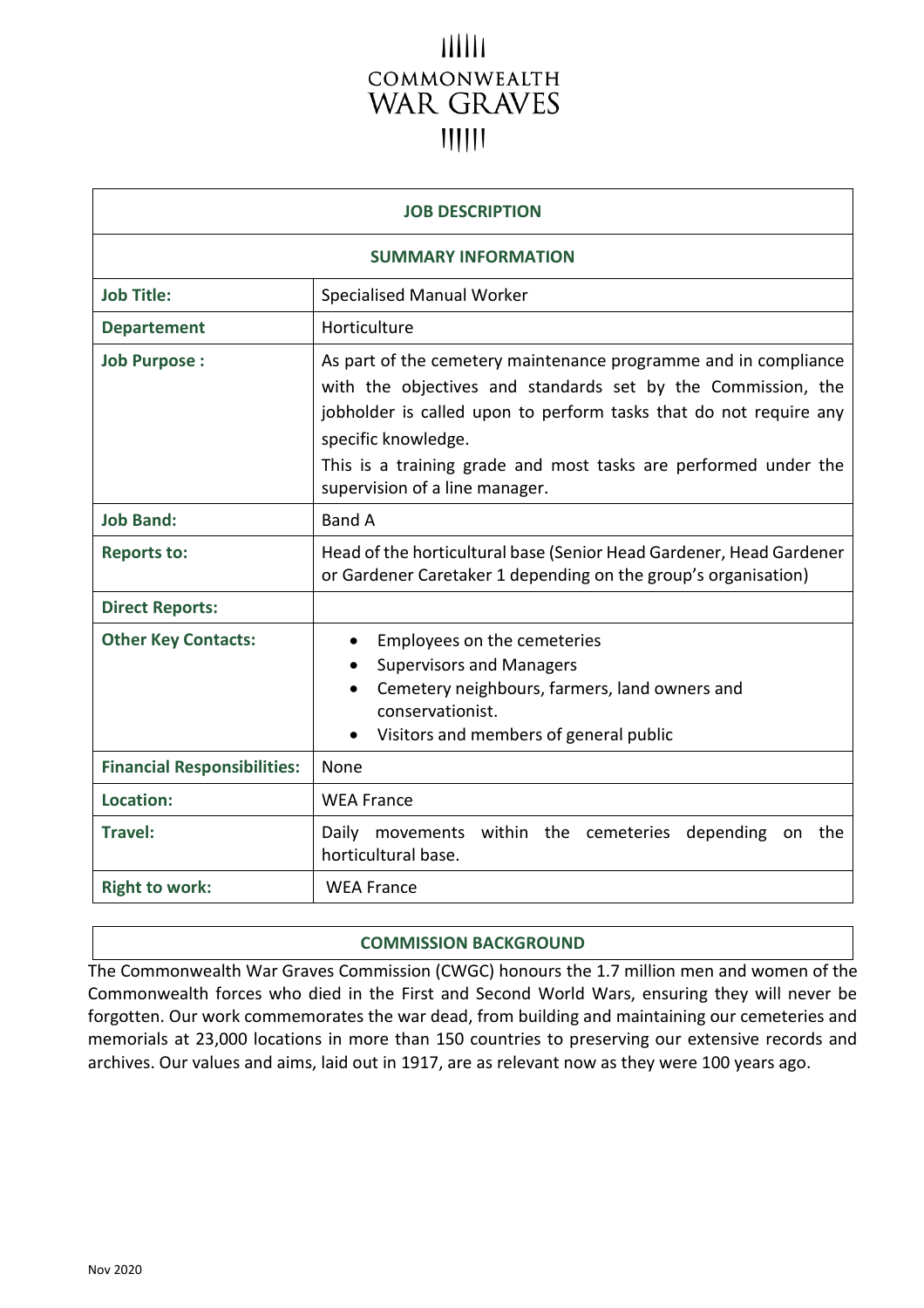COMMONWEALTH
WAR GRAVES

| JOB DESCRIPTION | |
|---|---|
| **SUMMARY INFORMATION** | |
| **Job Title:** | Specialised Manual Worker |
| **Departement** | Horticulture |
| **Job Purpose :** | As part of the cemetery maintenance programme and in compliance with the objectives and standards set by the Commission, the jobholder is called upon to perform tasks that do not require any specific knowledge.<br>This is a training grade and most tasks are performed under the supervision of a line manager. |
| **Job Band:** | Band A |
| **Reports to:** | Head of the horticultural base (Senior Head Gardener, Head Gardener or Gardener Caretaker 1 depending on the group's organisation) |
| **Direct Reports:** | |
| **Other Key Contacts:** | • Employees on the cemeteries<br>• Supervisors and Managers<br>• Cemetery neighbours, farmers, land owners and conservationist.<br>• Visitors and members of general public |
| **Financial Responsibilities:** | None |
| **Location:** | WEA France |
| **Travel:** | Daily movements within the cemeteries depending on the horticultural base. |
| **Right to work:** | WEA France |

## COMMISSION BACKGROUND

The Commonwealth War Graves Commission (CWGC) honours the 1.7 million men and women of the Commonwealth forces who died in the First and Second World Wars, ensuring they will never be forgotten. Our work commemorates the war dead, from building and maintaining our cemeteries and memorials at 23,000 locations in more than 150 countries to preserving our extensive records and archives. Our values and aims, laid out in 1917, are as relevant now as they were 100 years ago.

Nov 2020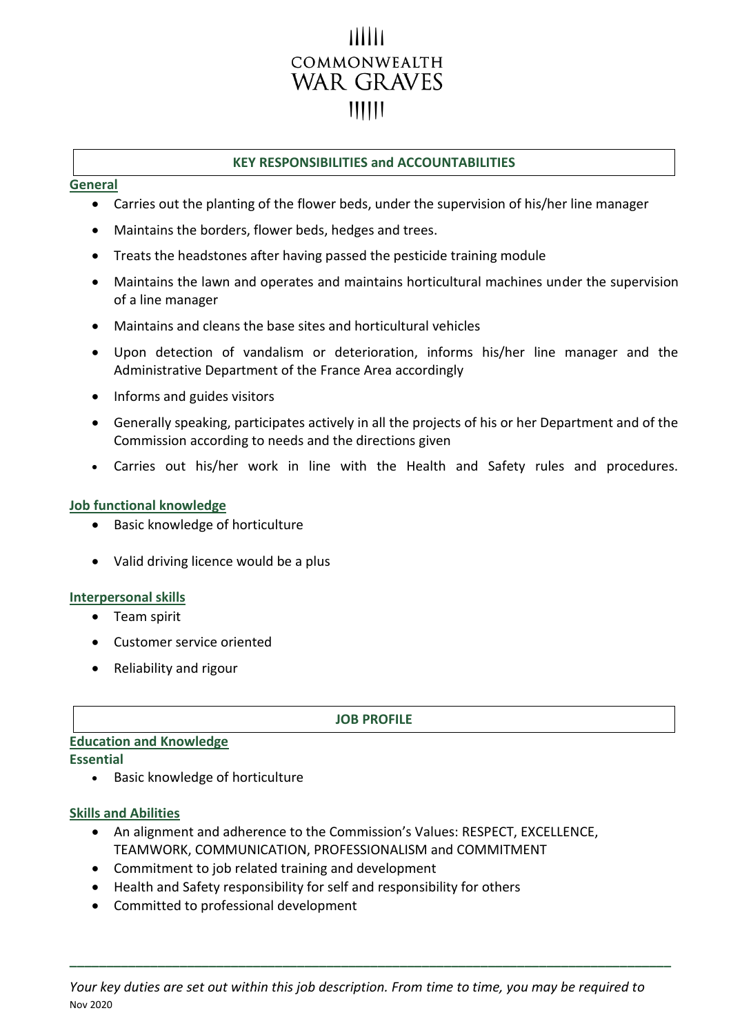## KEY RESPONSIBILITIES and ACCOUNTABILITIES

### General

- Carries out the planting of the flower beds, under the supervision of his/her line manager
- Maintains the borders, flower beds, hedges and trees.
- Treats the headstones after having passed the pesticide training module
- Maintains the lawn and operates and maintains horticultural machines under the supervision of a line manager
- Maintains and cleans the base sites and horticultural vehicles
- Upon detection of vandalism or deterioration, informs his/her line manager and the Administrative Department of the France Area accordingly
- Informs and guides visitors
- Generally speaking, participates actively in all the projects of his or her Department and of the Commission according to needs and the directions given
- Carries out his/her work in line with the Health and Safety rules and procedures.

### Job functional knowledge

- Basic knowledge of horticulture
- Valid driving licence would be a plus

### Interpersonal skills

- Team spirit
- Customer service oriented
- Reliability and rigour

## JOB PROFILE

### Education and Knowledge

**Essential**

- Basic knowledge of horticulture

### Skills and Abilities

- An alignment and adherence to the Commission's Values: RESPECT, EXCELLENCE, TEAMWORK, COMMUNICATION, PROFESSIONALISM and COMMITMENT
- Commitment to job related training and development
- Health and Safety responsibility for self and responsibility for others
- Committed to professional development

---

*Your key duties are set out within this job description. From time to time, you may be required to*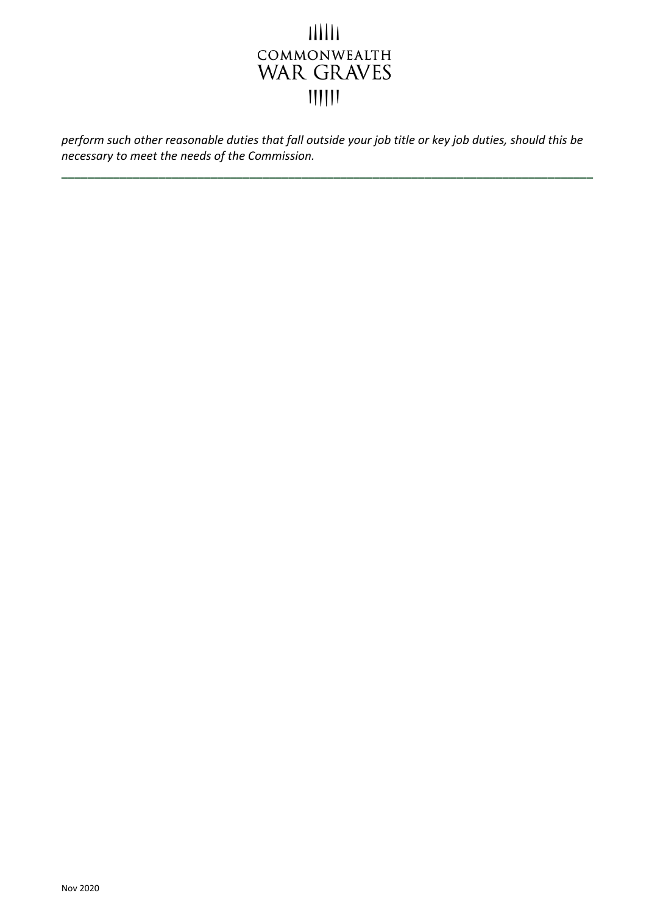*perform such other reasonable duties that fall outside your job title or key job duties, should this be necessary to meet the needs of the Commission.*

---

Nov 2020